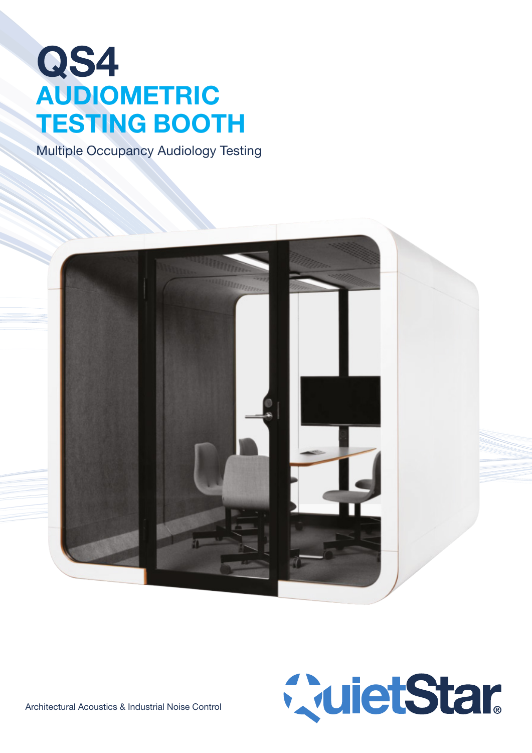# QS4

## AUDIOMETRIC TESTING BOOTH

Multiple Occupancy Audiology Testing

Architectural Acoustics & Industrial Noise Control

QuietStar®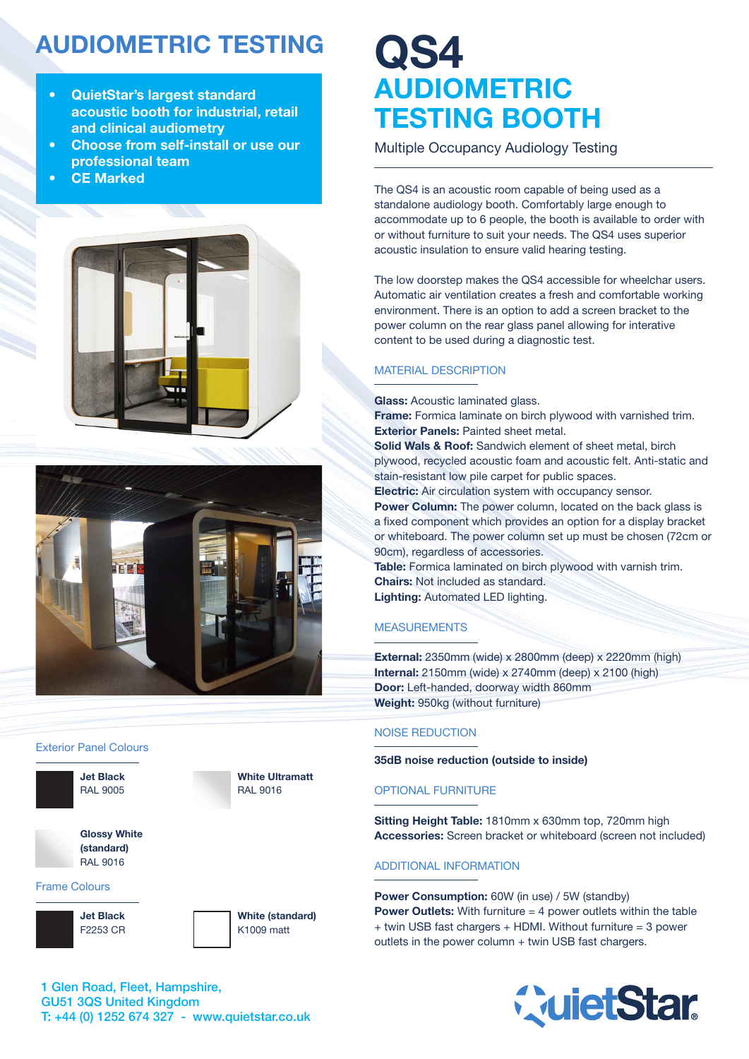# AUDIOMETRIC TESTING

- QuietStar's largest standard acoustic booth for industrial, retail and clinical audiometry
- Choose from self-install or use our professional team
- CE Marked

Exterior Panel Colours

**Jet Black**
RAL 9005

**White Ultramatt**
RAL 9016

**Glossy White (standard)**
RAL 9016

Frame Colours

**Jet Black**
F2253 CR

**White (standard)**
K1009 matt

# QS4

## AUDIOMETRIC TESTING BOOTH

Multiple Occupancy Audiology Testing

The QS4 is an acoustic room capable of being used as a standalone audiology booth. Comfortably large enough to accommodate up to 6 people, the booth is available to order with or without furniture to suit your needs. The QS4 uses superior acoustic insulation to ensure valid hearing testing.

The low doorstep makes the QS4 accessible for wheelchar users. Automatic air ventilation creates a fresh and comfortable working environment. There is an option to add a screen bracket to the power column on the rear glass panel allowing for interative content to be used during a diagnostic test.

### MATERIAL DESCRIPTION

**Glass:** Acoustic laminated glass.
**Frame:** Formica laminate on birch plywood with varnished trim.
**Exterior Panels:** Painted sheet metal.
**Solid Wals & Roof:** Sandwich element of sheet metal, birch plywood, recycled acoustic foam and acoustic felt. Anti-static and stain-resistant low pile carpet for public spaces.
**Electric:** Air circulation system with occupancy sensor.
**Power Column:** The power column, located on the back glass is a fixed component which provides an option for a display bracket or whiteboard. The power column set up must be chosen (72cm or 90cm), regardless of accessories.
**Table:** Formica laminated on birch plywood with varnish trim.
**Chairs:** Not included as standard.
**Lighting:** Automated LED lighting.

### MEASUREMENTS

**External:** 2350mm (wide) x 2800mm (deep) x 2220mm (high)
**Internal:** 2150mm (wide) x 2740mm (deep) x 2100 (high)
**Door:** Left-handed, doorway width 860mm
**Weight:** 950kg (without furniture)

### NOISE REDUCTION

**35dB noise reduction (outside to inside)**

### OPTIONAL FURNITURE

**Sitting Height Table:** 1810mm x 630mm top, 720mm high
**Accessories:** Screen bracket or whiteboard (screen not included)

### ADDITIONAL INFORMATION

**Power Consumption:** 60W (in use) / 5W (standby)
**Power Outlets:** With furniture = 4 power outlets within the table + twin USB fast chargers + HDMI. Without furniture = 3 power outlets in the power column + twin USB fast chargers.

1 Glen Road, Fleet, Hampshire,
GU51 3QS United Kingdom
T: +44 (0) 1252 674 327 - www.quietstar.co.uk

QuietStar®